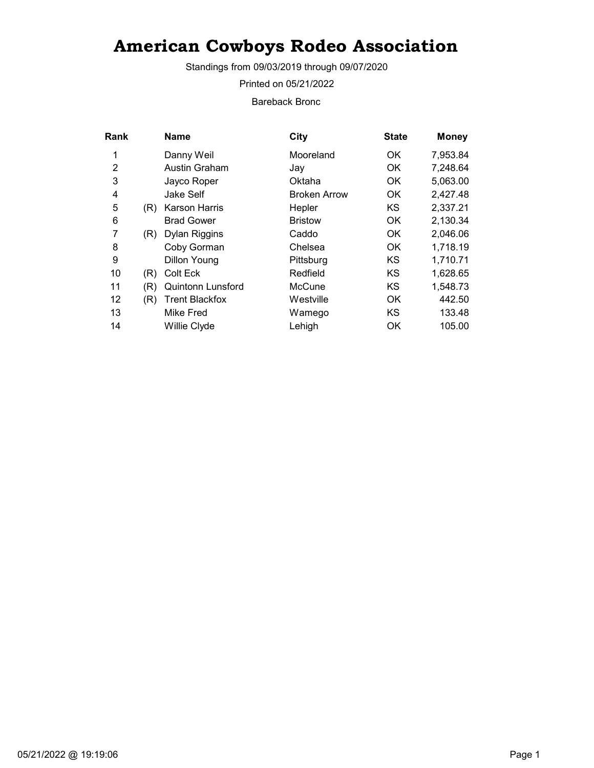# American Cowboys Rodeo Association

Standings from 09/03/2019 through 09/07/2020

Printed on 05/21/2022

Bareback Bronc

| Rank | | Name | City | State | Money |
|---|---|---|---|---|---|
| 1 | | Danny Weil | Mooreland | OK | 7,953.84 |
| 2 | | Austin Graham | Jay | OK | 7,248.64 |
| 3 | | Jayco Roper | Oktaha | OK | 5,063.00 |
| 4 | | Jake Self | Broken Arrow | OK | 2,427.48 |
| 5 | (R) | Karson Harris | Hepler | KS | 2,337.21 |
| 6 | | Brad Gower | Bristow | OK | 2,130.34 |
| 7 | (R) | Dylan Riggins | Caddo | OK | 2,046.06 |
| 8 | | Coby Gorman | Chelsea | OK | 1,718.19 |
| 9 | | Dillon Young | Pittsburg | KS | 1,710.71 |
| 10 | (R) | Colt Eck | Redfield | KS | 1,628.65 |
| 11 | (R) | Quintonn Lunsford | McCune | KS | 1,548.73 |
| 12 | (R) | Trent Blackfox | Westville | OK | 442.50 |
| 13 | | Mike Fred | Wamego | KS | 133.48 |
| 14 | | Willie Clyde | Lehigh | OK | 105.00 |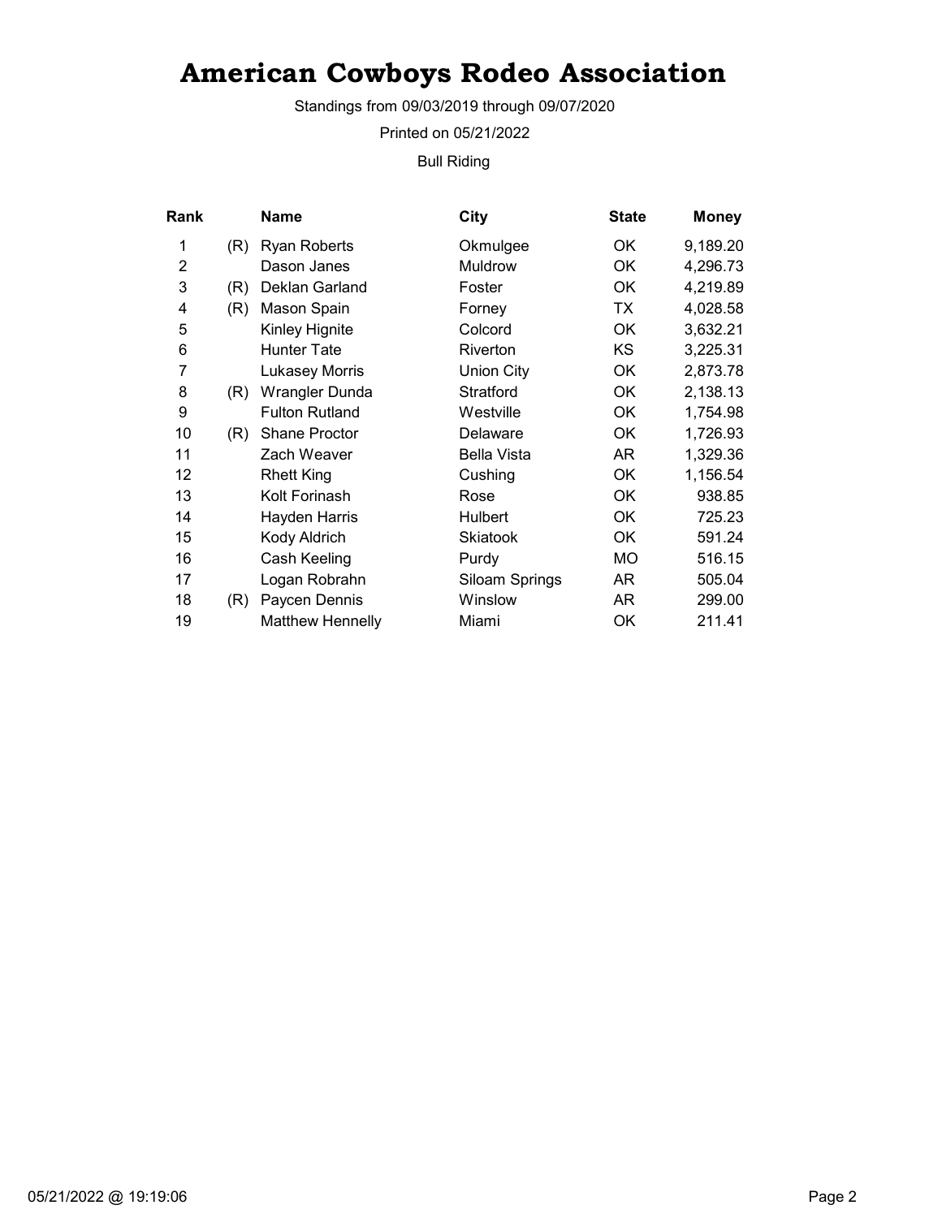# American Cowboys Rodeo Association

Standings from 09/03/2019 through 09/07/2020

Printed on 05/21/2022

Bull Riding

| Rank | | Name | City | State | Money |
|---|---|---|---|---|---|
| 1 | (R) | Ryan Roberts | Okmulgee | OK | 9,189.20 |
| 2 | | Dason Janes | Muldrow | OK | 4,296.73 |
| 3 | (R) | Deklan Garland | Foster | OK | 4,219.89 |
| 4 | (R) | Mason Spain | Forney | TX | 4,028.58 |
| 5 | | Kinley Hignite | Colcord | OK | 3,632.21 |
| 6 | | Hunter Tate | Riverton | KS | 3,225.31 |
| 7 | | Lukasey Morris | Union City | OK | 2,873.78 |
| 8 | (R) | Wrangler Dunda | Stratford | OK | 2,138.13 |
| 9 | | Fulton Rutland | Westville | OK | 1,754.98 |
| 10 | (R) | Shane Proctor | Delaware | OK | 1,726.93 |
| 11 | | Zach Weaver | Bella Vista | AR | 1,329.36 |
| 12 | | Rhett King | Cushing | OK | 1,156.54 |
| 13 | | Kolt Forinash | Rose | OK | 938.85 |
| 14 | | Hayden Harris | Hulbert | OK | 725.23 |
| 15 | | Kody Aldrich | Skiatook | OK | 591.24 |
| 16 | | Cash Keeling | Purdy | MO | 516.15 |
| 17 | | Logan Robrahn | Siloam Springs | AR | 505.04 |
| 18 | (R) | Paycen Dennis | Winslow | AR | 299.00 |
| 19 | | Matthew Hennelly | Miami | OK | 211.41 |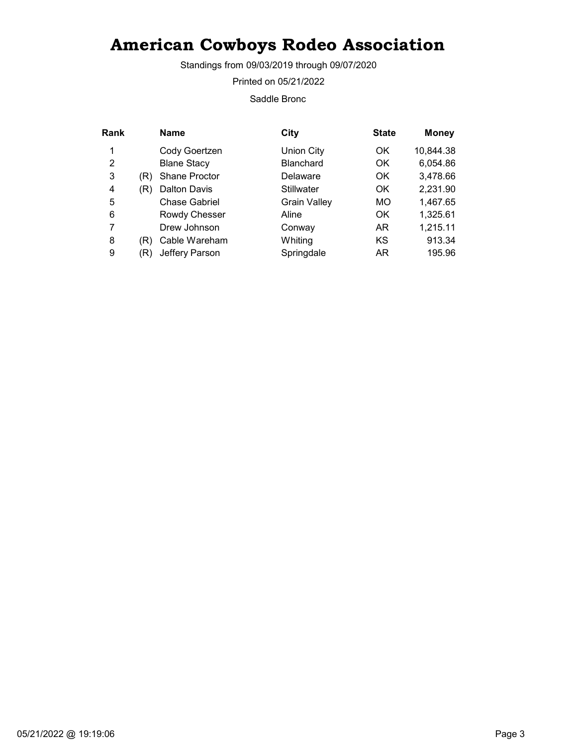# American Cowboys Rodeo Association

Standings from 09/03/2019 through 09/07/2020

Printed on 05/21/2022

Saddle Bronc

| Rank | | Name | City | State | Money |
|---|---|---|---|---|---|
| 1 | | Cody Goertzen | Union City | OK | 10,844.38 |
| 2 | | Blane Stacy | Blanchard | OK | 6,054.86 |
| 3 | (R) | Shane Proctor | Delaware | OK | 3,478.66 |
| 4 | (R) | Dalton Davis | Stillwater | OK | 2,231.90 |
| 5 | | Chase Gabriel | Grain Valley | MO | 1,467.65 |
| 6 | | Rowdy Chesser | Aline | OK | 1,325.61 |
| 7 | | Drew Johnson | Conway | AR | 1,215.11 |
| 8 | (R) | Cable Wareham | Whiting | KS | 913.34 |
| 9 | (R) | Jeffery Parson | Springdale | AR | 195.96 |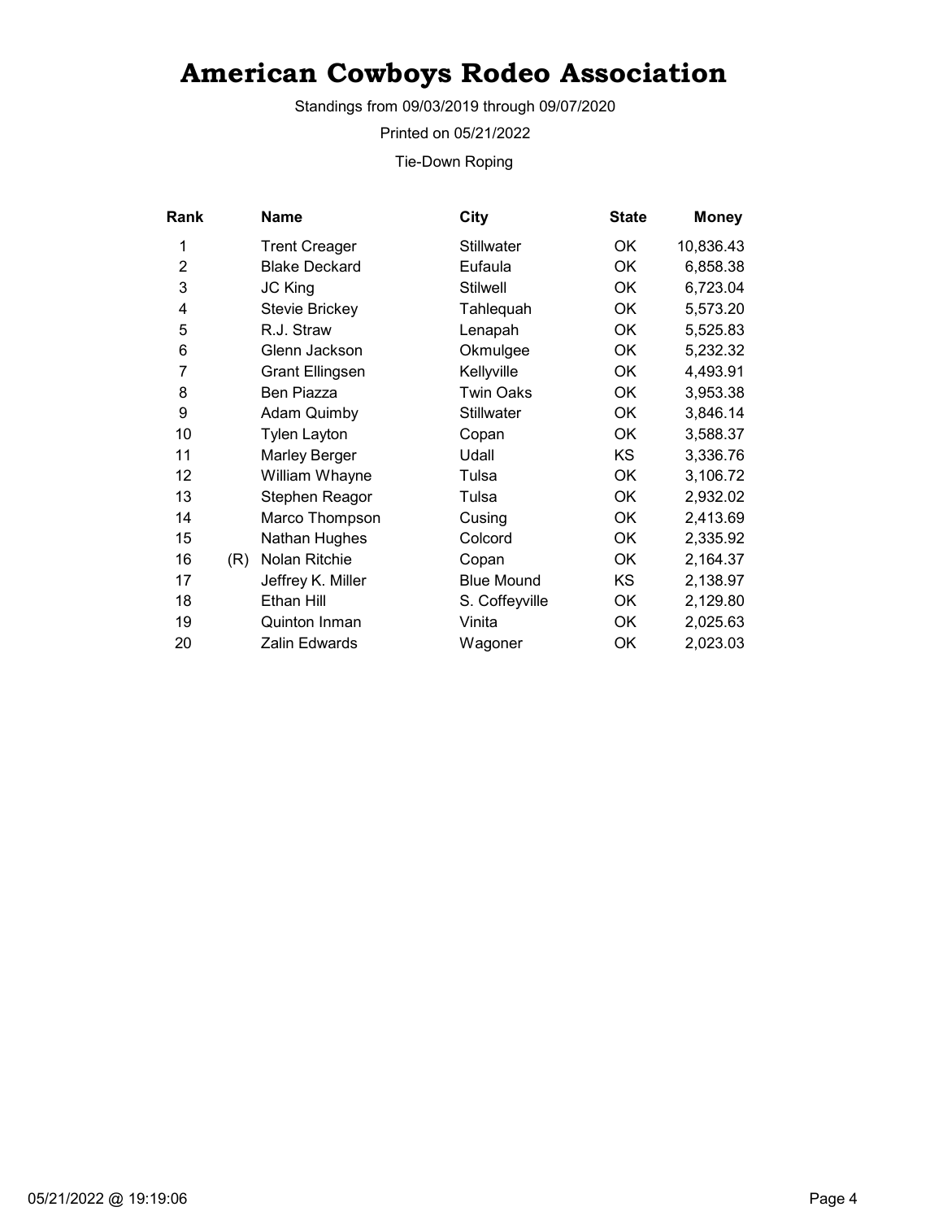# American Cowboys Rodeo Association

Standings from 09/03/2019 through 09/07/2020

Printed on 05/21/2022

Tie-Down Roping

| Rank | | Name | City | State | Money |
|---|---|---|---|---|---|
| 1 | | Trent Creager | Stillwater | OK | 10,836.43 |
| 2 | | Blake Deckard | Eufaula | OK | 6,858.38 |
| 3 | | JC King | Stilwell | OK | 6,723.04 |
| 4 | | Stevie Brickey | Tahlequah | OK | 5,573.20 |
| 5 | | R.J. Straw | Lenapah | OK | 5,525.83 |
| 6 | | Glenn Jackson | Okmulgee | OK | 5,232.32 |
| 7 | | Grant Ellingsen | Kellyville | OK | 4,493.91 |
| 8 | | Ben Piazza | Twin Oaks | OK | 3,953.38 |
| 9 | | Adam Quimby | Stillwater | OK | 3,846.14 |
| 10 | | Tylen Layton | Copan | OK | 3,588.37 |
| 11 | | Marley Berger | Udall | KS | 3,336.76 |
| 12 | | William Whayne | Tulsa | OK | 3,106.72 |
| 13 | | Stephen Reagor | Tulsa | OK | 2,932.02 |
| 14 | | Marco Thompson | Cusing | OK | 2,413.69 |
| 15 | | Nathan Hughes | Colcord | OK | 2,335.92 |
| 16 | (R) | Nolan Ritchie | Copan | OK | 2,164.37 |
| 17 | | Jeffrey K. Miller | Blue Mound | KS | 2,138.97 |
| 18 | | Ethan Hill | S. Coffeyville | OK | 2,129.80 |
| 19 | | Quinton Inman | Vinita | OK | 2,025.63 |
| 20 | | Zalin Edwards | Wagoner | OK | 2,023.03 |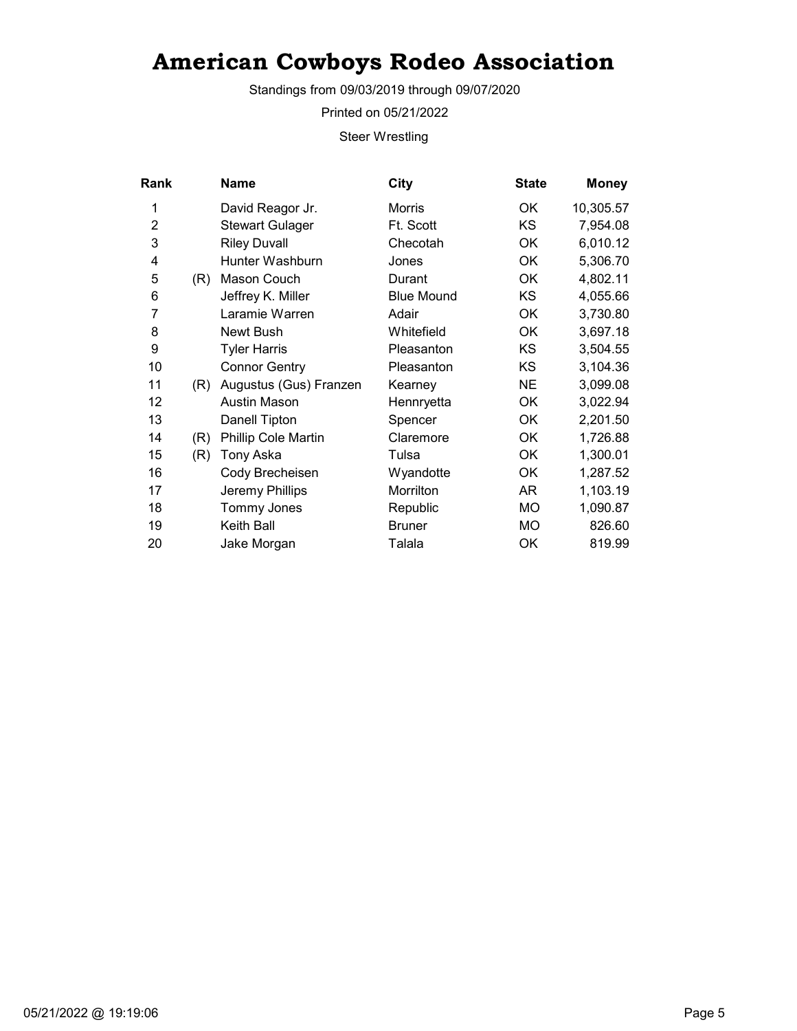# American Cowboys Rodeo Association

Standings from 09/03/2019 through 09/07/2020

Printed on 05/21/2022

Steer Wrestling

| Rank | | Name | City | State | Money |
|---|---|---|---|---|---|
| 1 | | David Reagor Jr. | Morris | OK | 10,305.57 |
| 2 | | Stewart Gulager | Ft. Scott | KS | 7,954.08 |
| 3 | | Riley Duvall | Checotah | OK | 6,010.12 |
| 4 | | Hunter Washburn | Jones | OK | 5,306.70 |
| 5 | (R) | Mason Couch | Durant | OK | 4,802.11 |
| 6 | | Jeffrey K. Miller | Blue Mound | KS | 4,055.66 |
| 7 | | Laramie Warren | Adair | OK | 3,730.80 |
| 8 | | Newt Bush | Whitefield | OK | 3,697.18 |
| 9 | | Tyler Harris | Pleasanton | KS | 3,504.55 |
| 10 | | Connor Gentry | Pleasanton | KS | 3,104.36 |
| 11 | (R) | Augustus (Gus) Franzen | Kearney | NE | 3,099.08 |
| 12 | | Austin Mason | Hennryetta | OK | 3,022.94 |
| 13 | | Danell Tipton | Spencer | OK | 2,201.50 |
| 14 | (R) | Phillip Cole Martin | Claremore | OK | 1,726.88 |
| 15 | (R) | Tony Aska | Tulsa | OK | 1,300.01 |
| 16 | | Cody Brecheisen | Wyandotte | OK | 1,287.52 |
| 17 | | Jeremy Phillips | Morrilton | AR | 1,103.19 |
| 18 | | Tommy Jones | Republic | MO | 1,090.87 |
| 19 | | Keith Ball | Bruner | MO | 826.60 |
| 20 | | Jake Morgan | Talala | OK | 819.99 |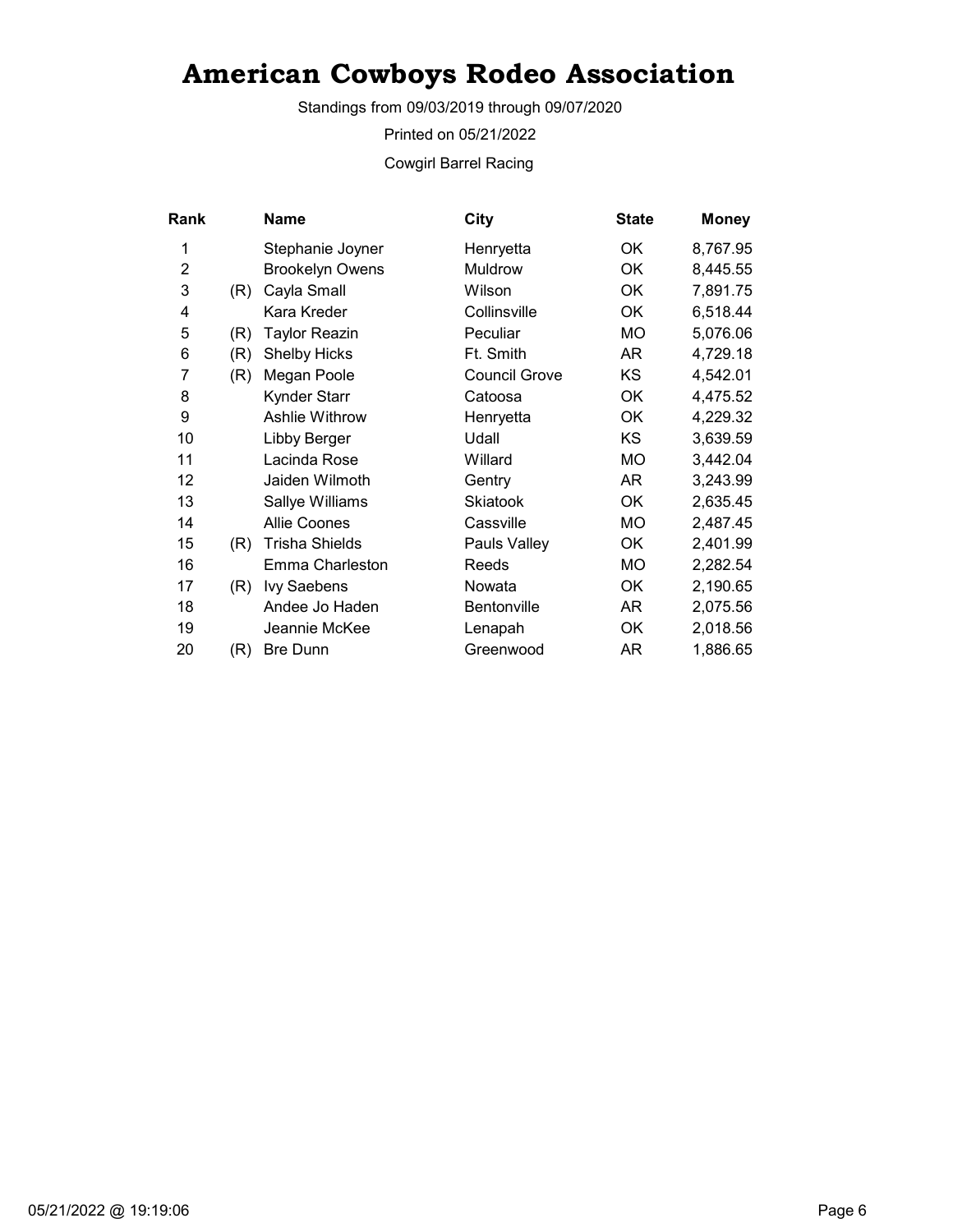# American Cowboys Rodeo Association

Standings from 09/03/2019 through 09/07/2020

Printed on 05/21/2022

Cowgirl Barrel Racing

| Rank | | Name | City | State | Money |
|---|---|---|---|---|---|
| 1 | | Stephanie Joyner | Henryetta | OK | 8,767.95 |
| 2 | | Brookelyn Owens | Muldrow | OK | 8,445.55 |
| 3 | (R) | Cayla Small | Wilson | OK | 7,891.75 |
| 4 | | Kara Kreder | Collinsville | OK | 6,518.44 |
| 5 | (R) | Taylor Reazin | Peculiar | MO | 5,076.06 |
| 6 | (R) | Shelby Hicks | Ft. Smith | AR | 4,729.18 |
| 7 | (R) | Megan Poole | Council Grove | KS | 4,542.01 |
| 8 | | Kynder Starr | Catoosa | OK | 4,475.52 |
| 9 | | Ashlie Withrow | Henryetta | OK | 4,229.32 |
| 10 | | Libby Berger | Udall | KS | 3,639.59 |
| 11 | | Lacinda Rose | Willard | MO | 3,442.04 |
| 12 | | Jaiden Wilmoth | Gentry | AR | 3,243.99 |
| 13 | | Sallye Williams | Skiatook | OK | 2,635.45 |
| 14 | | Allie Coones | Cassville | MO | 2,487.45 |
| 15 | (R) | Trisha Shields | Pauls Valley | OK | 2,401.99 |
| 16 | | Emma Charleston | Reeds | MO | 2,282.54 |
| 17 | (R) | Ivy Saebens | Nowata | OK | 2,190.65 |
| 18 | | Andee Jo Haden | Bentonville | AR | 2,075.56 |
| 19 | | Jeannie McKee | Lenapah | OK | 2,018.56 |
| 20 | (R) | Bre Dunn | Greenwood | AR | 1,886.65 |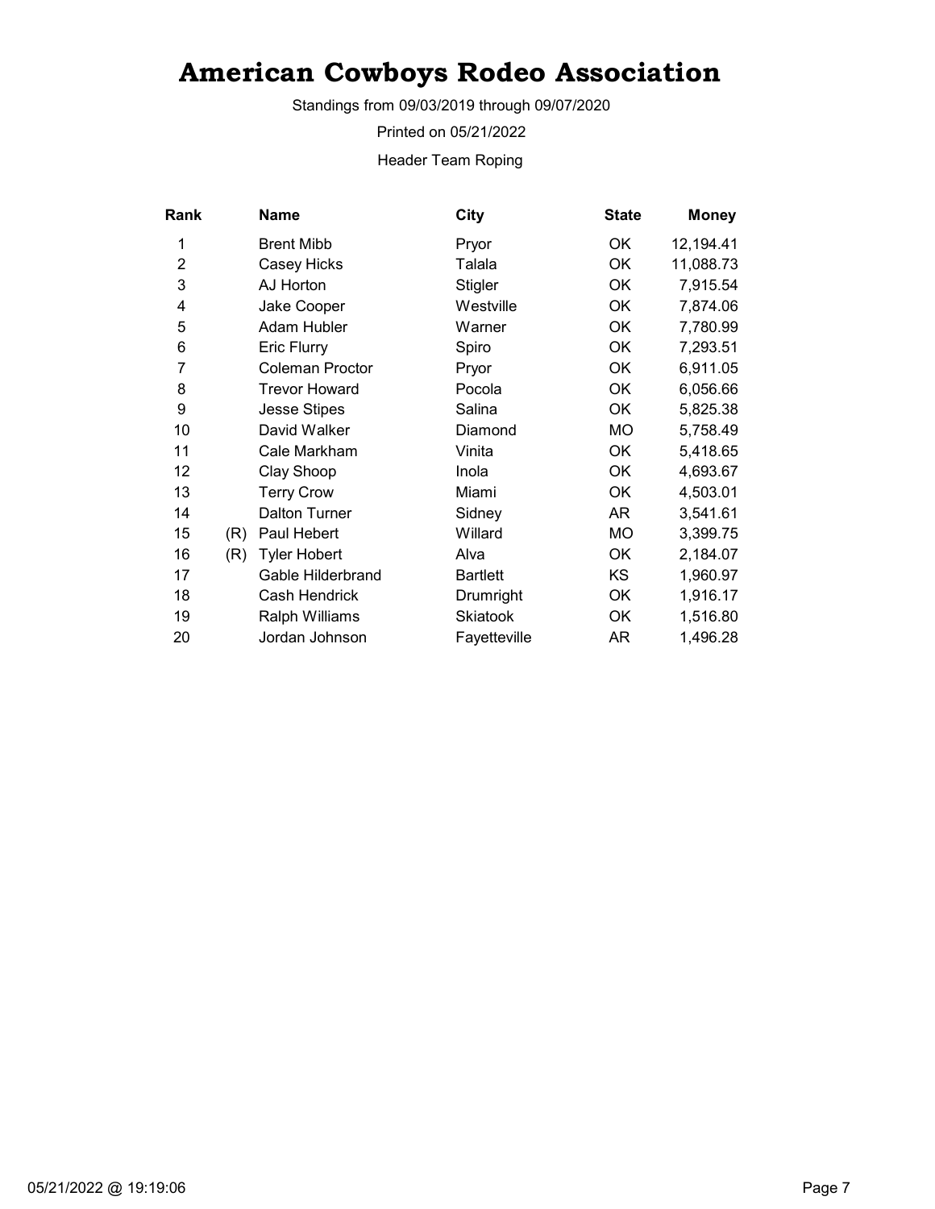# American Cowboys Rodeo Association

Standings from 09/03/2019 through 09/07/2020

Printed on 05/21/2022

Header Team Roping

| Rank | | Name | City | State | Money |
|---|---|---|---|---|---|
| 1 | | Brent Mibb | Pryor | OK | 12,194.41 |
| 2 | | Casey Hicks | Talala | OK | 11,088.73 |
| 3 | | AJ Horton | Stigler | OK | 7,915.54 |
| 4 | | Jake Cooper | Westville | OK | 7,874.06 |
| 5 | | Adam Hubler | Warner | OK | 7,780.99 |
| 6 | | Eric Flurry | Spiro | OK | 7,293.51 |
| 7 | | Coleman Proctor | Pryor | OK | 6,911.05 |
| 8 | | Trevor Howard | Pocola | OK | 6,056.66 |
| 9 | | Jesse Stipes | Salina | OK | 5,825.38 |
| 10 | | David Walker | Diamond | MO | 5,758.49 |
| 11 | | Cale Markham | Vinita | OK | 5,418.65 |
| 12 | | Clay Shoop | Inola | OK | 4,693.67 |
| 13 | | Terry Crow | Miami | OK | 4,503.01 |
| 14 | | Dalton Turner | Sidney | AR | 3,541.61 |
| 15 | (R) | Paul Hebert | Willard | MO | 3,399.75 |
| 16 | (R) | Tyler Hobert | Alva | OK | 2,184.07 |
| 17 | | Gable Hilderbrand | Bartlett | KS | 1,960.97 |
| 18 | | Cash Hendrick | Drumright | OK | 1,916.17 |
| 19 | | Ralph Williams | Skiatook | OK | 1,516.80 |
| 20 | | Jordan Johnson | Fayetteville | AR | 1,496.28 |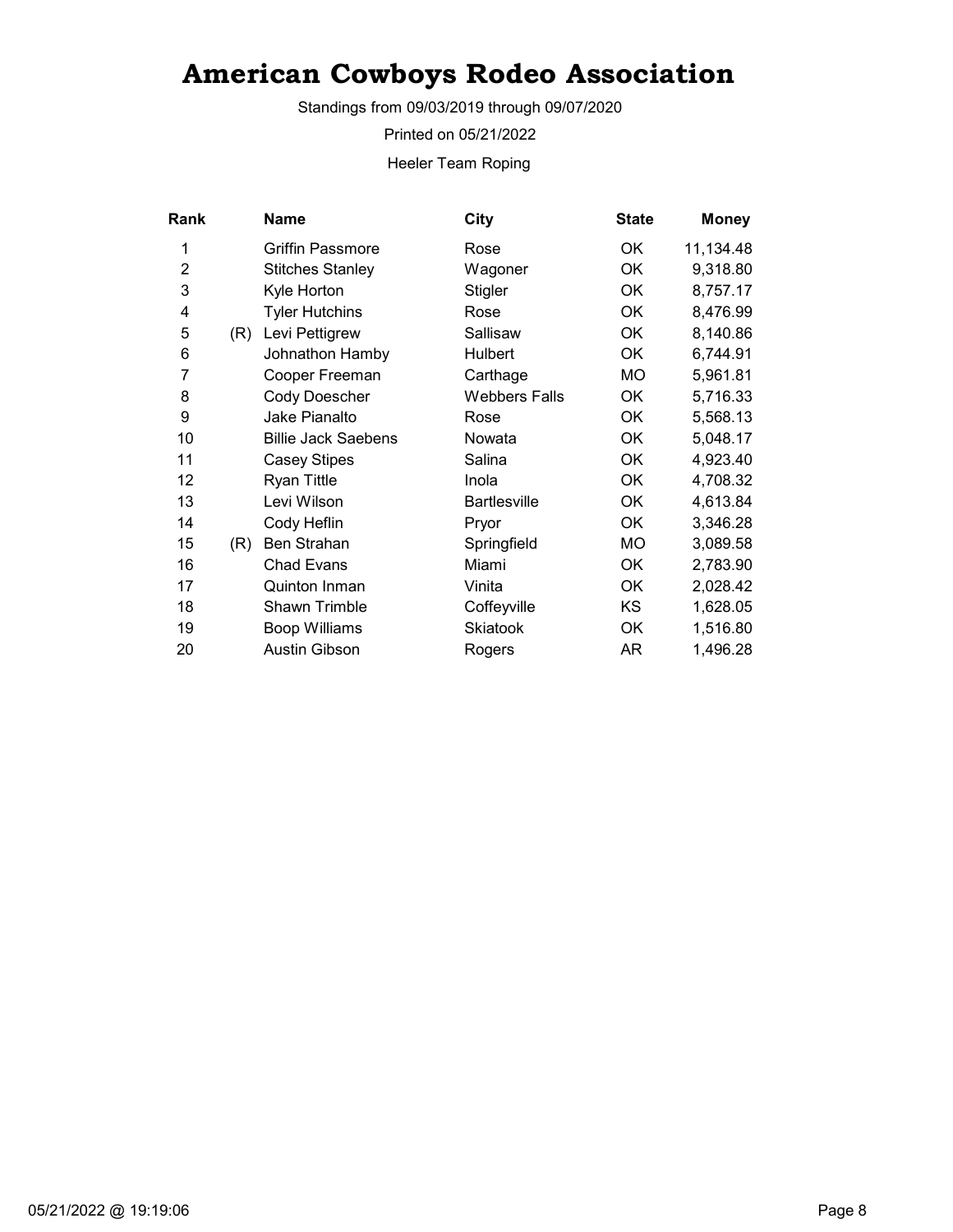# American Cowboys Rodeo Association

Standings from 09/03/2019 through 09/07/2020

Printed on 05/21/2022

Heeler Team Roping

| Rank | | Name | City | State | Money |
|---|---|---|---|---|---|
| 1 | | Griffin Passmore | Rose | OK | 11,134.48 |
| 2 | | Stitches Stanley | Wagoner | OK | 9,318.80 |
| 3 | | Kyle Horton | Stigler | OK | 8,757.17 |
| 4 | | Tyler Hutchins | Rose | OK | 8,476.99 |
| 5 | (R) | Levi Pettigrew | Sallisaw | OK | 8,140.86 |
| 6 | | Johnathon Hamby | Hulbert | OK | 6,744.91 |
| 7 | | Cooper Freeman | Carthage | MO | 5,961.81 |
| 8 | | Cody Doescher | Webbers Falls | OK | 5,716.33 |
| 9 | | Jake Pianalto | Rose | OK | 5,568.13 |
| 10 | | Billie Jack Saebens | Nowata | OK | 5,048.17 |
| 11 | | Casey Stipes | Salina | OK | 4,923.40 |
| 12 | | Ryan Tittle | Inola | OK | 4,708.32 |
| 13 | | Levi Wilson | Bartlesville | OK | 4,613.84 |
| 14 | | Cody Heflin | Pryor | OK | 3,346.28 |
| 15 | (R) | Ben Strahan | Springfield | MO | 3,089.58 |
| 16 | | Chad Evans | Miami | OK | 2,783.90 |
| 17 | | Quinton Inman | Vinita | OK | 2,028.42 |
| 18 | | Shawn Trimble | Coffeyville | KS | 1,628.05 |
| 19 | | Boop Williams | Skiatook | OK | 1,516.80 |
| 20 | | Austin Gibson | Rogers | AR | 1,496.28 |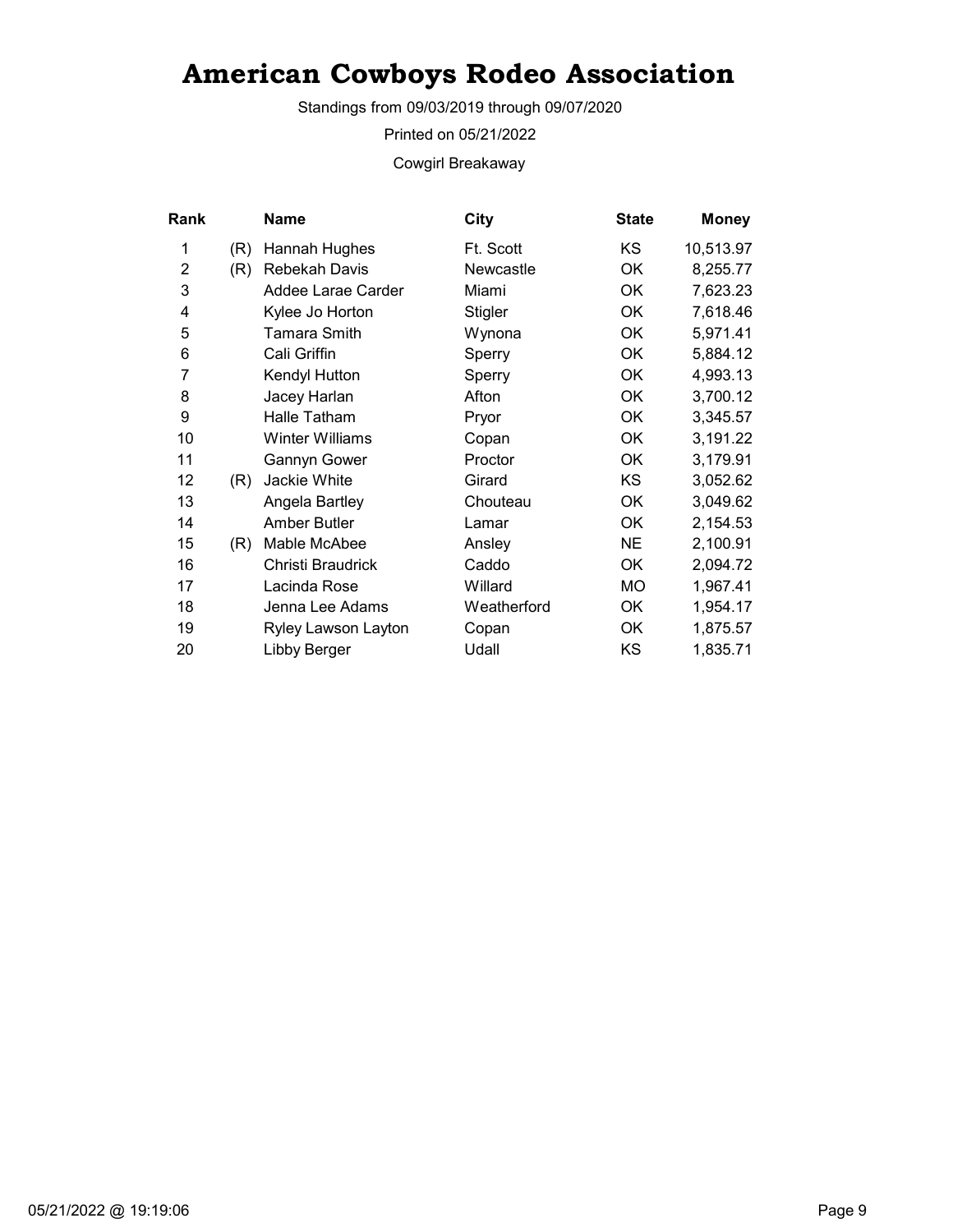# American Cowboys Rodeo Association

Standings from 09/03/2019 through 09/07/2020

Printed on 05/21/2022

Cowgirl Breakaway

| Rank | | Name | City | State | Money |
|---|---|---|---|---|---|
| 1 | (R) | Hannah Hughes | Ft. Scott | KS | 10,513.97 |
| 2 | (R) | Rebekah Davis | Newcastle | OK | 8,255.77 |
| 3 | | Addee Larae Carder | Miami | OK | 7,623.23 |
| 4 | | Kylee Jo Horton | Stigler | OK | 7,618.46 |
| 5 | | Tamara Smith | Wynona | OK | 5,971.41 |
| 6 | | Cali Griffin | Sperry | OK | 5,884.12 |
| 7 | | Kendyl Hutton | Sperry | OK | 4,993.13 |
| 8 | | Jacey Harlan | Afton | OK | 3,700.12 |
| 9 | | Halle Tatham | Pryor | OK | 3,345.57 |
| 10 | | Winter Williams | Copan | OK | 3,191.22 |
| 11 | | Gannyn Gower | Proctor | OK | 3,179.91 |
| 12 | (R) | Jackie White | Girard | KS | 3,052.62 |
| 13 | | Angela Bartley | Chouteau | OK | 3,049.62 |
| 14 | | Amber Butler | Lamar | OK | 2,154.53 |
| 15 | (R) | Mable McAbee | Ansley | NE | 2,100.91 |
| 16 | | Christi Braudrick | Caddo | OK | 2,094.72 |
| 17 | | Lacinda Rose | Willard | MO | 1,967.41 |
| 18 | | Jenna Lee Adams | Weatherford | OK | 1,954.17 |
| 19 | | Ryley Lawson Layton | Copan | OK | 1,875.57 |
| 20 | | Libby Berger | Udall | KS | 1,835.71 |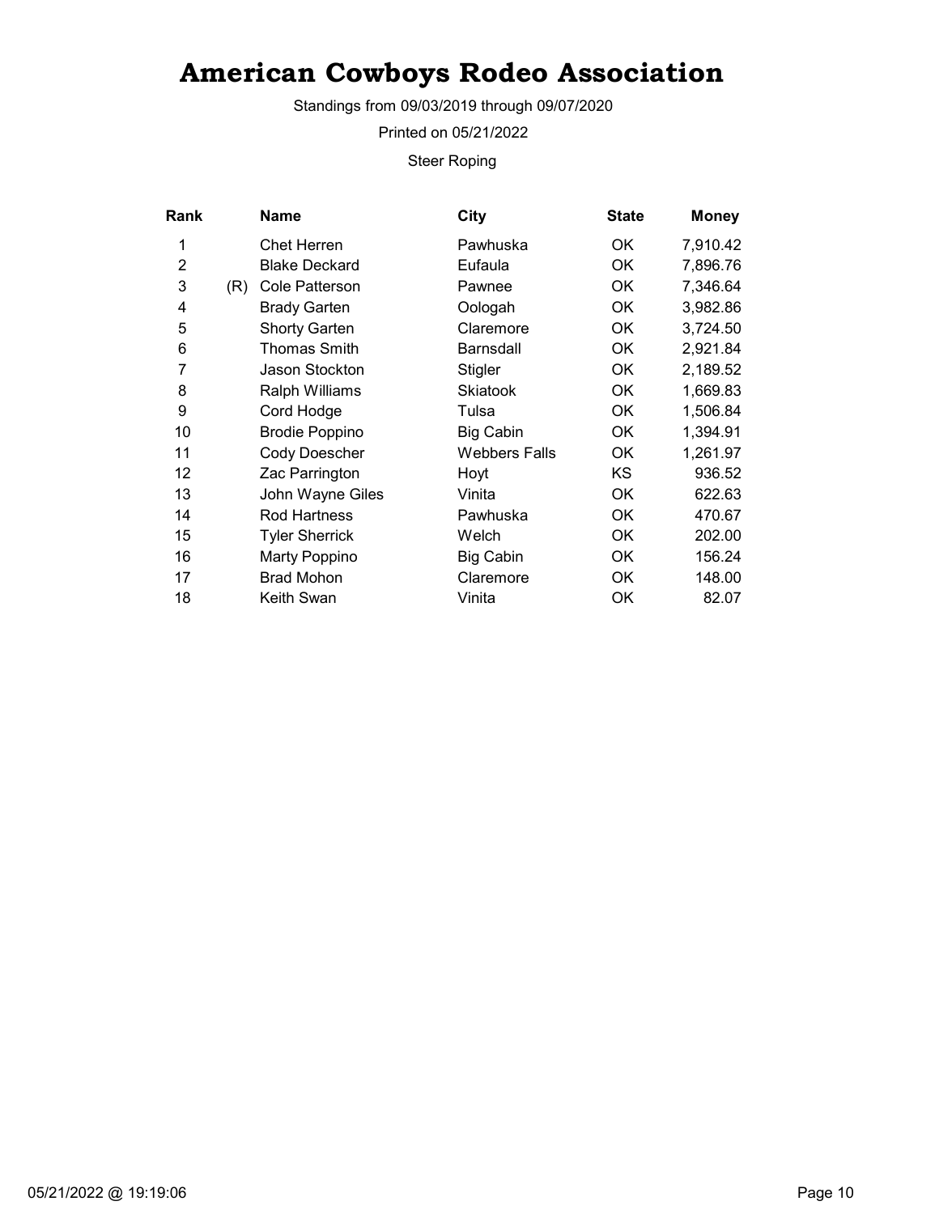# American Cowboys Rodeo Association

Standings from 09/03/2019 through 09/07/2020

Printed on 05/21/2022

Steer Roping

| Rank | | Name | City | State | Money |
|---|---|---|---|---|---|
| 1 | | Chet Herren | Pawhuska | OK | 7,910.42 |
| 2 | | Blake Deckard | Eufaula | OK | 7,896.76 |
| 3 | (R) | Cole Patterson | Pawnee | OK | 7,346.64 |
| 4 | | Brady Garten | Oologah | OK | 3,982.86 |
| 5 | | Shorty Garten | Claremore | OK | 3,724.50 |
| 6 | | Thomas Smith | Barnsdall | OK | 2,921.84 |
| 7 | | Jason Stockton | Stigler | OK | 2,189.52 |
| 8 | | Ralph Williams | Skiatook | OK | 1,669.83 |
| 9 | | Cord Hodge | Tulsa | OK | 1,506.84 |
| 10 | | Brodie Poppino | Big Cabin | OK | 1,394.91 |
| 11 | | Cody Doescher | Webbers Falls | OK | 1,261.97 |
| 12 | | Zac Parrington | Hoyt | KS | 936.52 |
| 13 | | John Wayne Giles | Vinita | OK | 622.63 |
| 14 | | Rod Hartness | Pawhuska | OK | 470.67 |
| 15 | | Tyler Sherrick | Welch | OK | 202.00 |
| 16 | | Marty Poppino | Big Cabin | OK | 156.24 |
| 17 | | Brad Mohon | Claremore | OK | 148.00 |
| 18 | | Keith Swan | Vinita | OK | 82.07 |